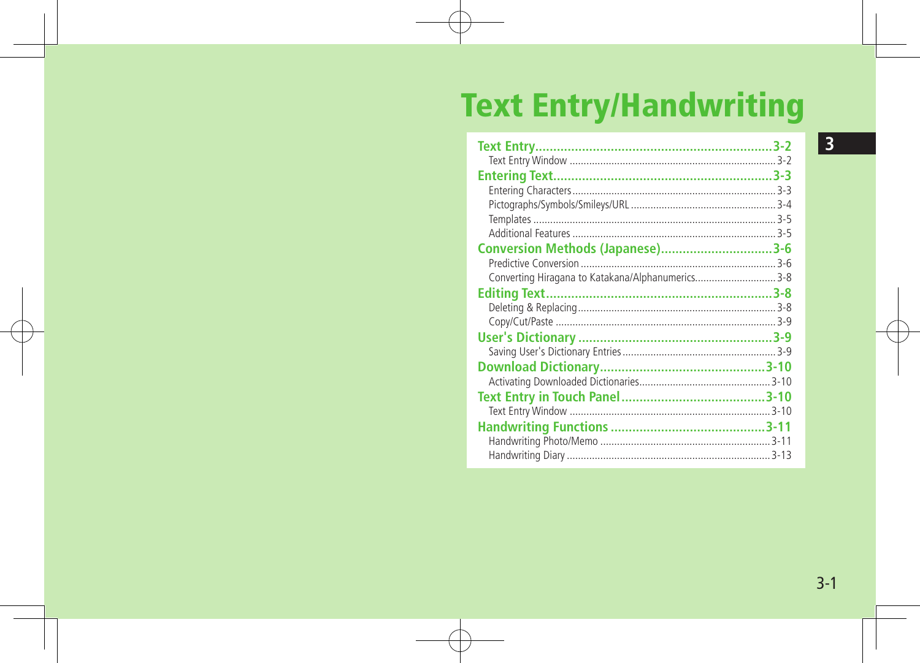# Text Entry/Handwriting

3

- **Text Entry** .......... 3-2
  - Text Entry Window .......... 3-2
- **Entering Text** .......... 3-3
  - Entering Characters .......... 3-3
  - Pictographs/Symbols/Smileys/URL .......... 3-4
  - Templates .......... 3-5
  - Additional Features .......... 3-5
- **Conversion Methods (Japanese)** .......... 3-6
  - Predictive Conversion .......... 3-6
  - Converting Hiragana to Katakana/Alphanumerics .......... 3-8
- **Editing Text** .......... 3-8
  - Deleting & Replacing .......... 3-8
  - Copy/Cut/Paste .......... 3-9
- **User's Dictionary** .......... 3-9
  - Saving User's Dictionary Entries .......... 3-9
- **Download Dictionary** .......... 3-10
  - Activating Downloaded Dictionaries .......... 3-10
- **Text Entry in Touch Panel** .......... 3-10
  - Text Entry Window .......... 3-10
- **Handwriting Functions** .......... 3-11
  - Handwriting Photo/Memo .......... 3-11
  - Handwriting Diary .......... 3-13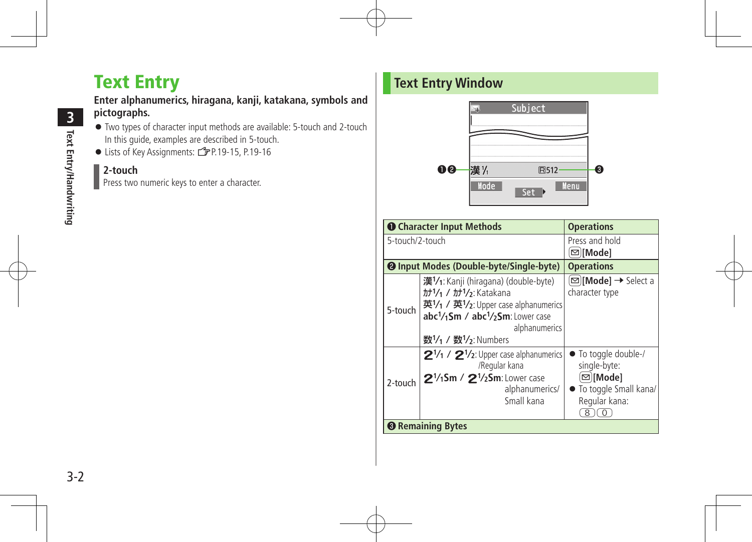# Text Entry

**Enter alphanumerics, hiragana, kanji, katakana, symbols and pictographs.**

- Two types of character input methods are available: 5-touch and 2-touch
  In this guide, examples are described in 5-touch.
- Lists of Key Assignments: ☞P.19-15, P.19-16

### 2-touch

Press two numeric keys to enter a character.

## Text Entry Window

❶❷ 漢 1/1 — ❸ 512

| ❶ Character Input Methods | | Operations |
|---|---|---|
| 5-touch/2-touch | | Press and hold ✉[Mode] |
| **❷ Input Modes (Double-byte/Single-byte)** | | **Operations** |
| 5-touch | 漢1/1: Kanji (hiragana) (double-byte)<br>カナ1/1 / カナ1/2: Katakana<br>英1/1 / 英1/2: Upper case alphanumerics<br>abc1/1Sm / abc1/2Sm: Lower case alphanumerics<br>数1/1 / 数1/2: Numbers | ✉[Mode] → Select a character type |
| 2-touch | 2 1/1 / 2 1/2: Upper case alphanumerics /Regular kana<br>2 1/1Sm / 2 1/2Sm: Lower case alphanumerics/ Small kana | ● To toggle double-/ single-byte: ✉[Mode]<br>● To toggle Small kana/ Regular kana: 8 0 |
| **❸ Remaining Bytes** | | |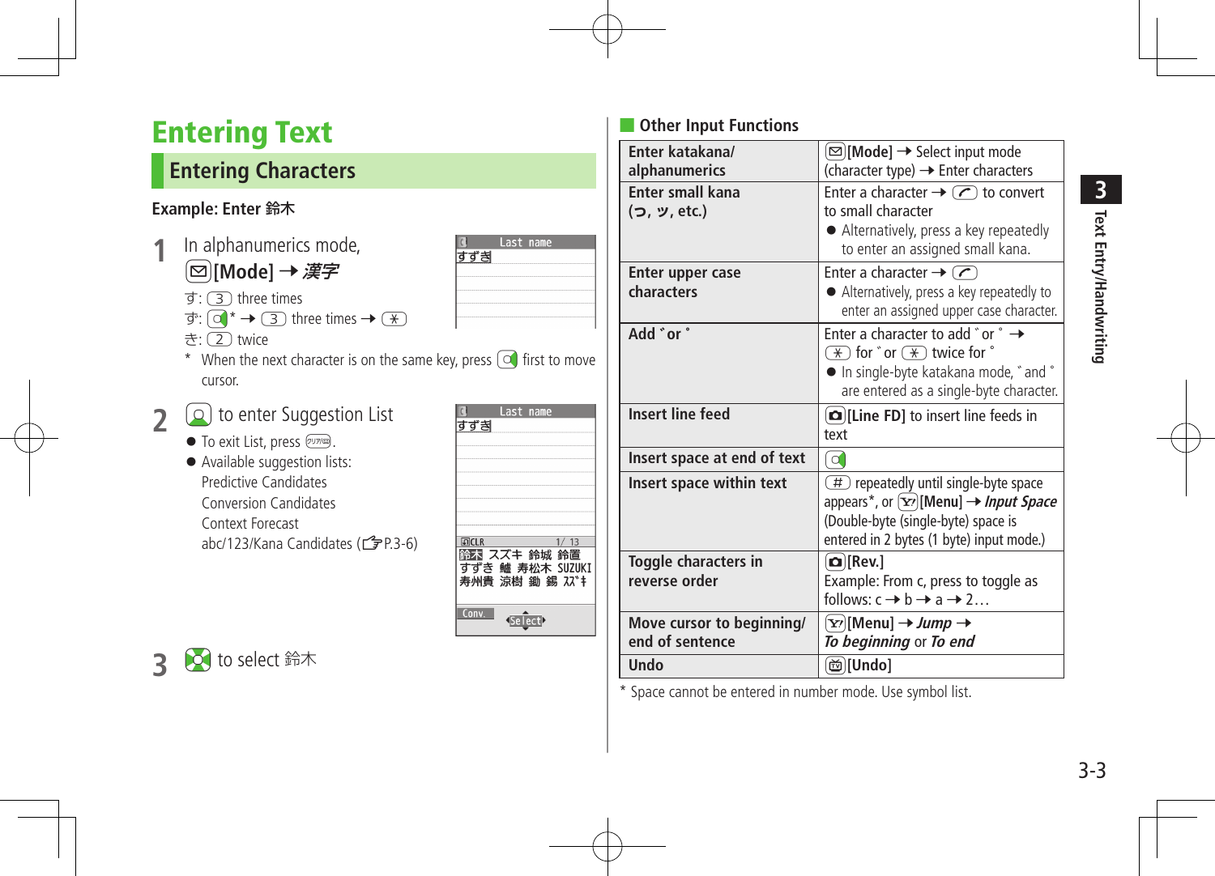# Entering Text

## Entering Characters

**Example: Enter 鈴木**

1. In alphanumerics mode, [Mode] → *漢字*

   す: 3 three times
   ず: * → 3 three times → ✳
   き: 2 twice

   \* When the next character is on the same key, press first to move cursor.

2. to enter Suggestion List
   - To exit List, press クリア.
   - Available suggestion lists: Predictive Candidates Conversion Candidates Context Forecast abc/123/Kana Candidates (☞P.3-6)

3. to select 鈴木

### Other Input Functions

| | |
|---|---|
| **Enter katakana/ alphanumerics** | [Mode] → Select input mode (character type) → Enter characters |
| **Enter small kana (っ, ッ, etc.)** | Enter a character → to convert to small character ● Alternatively, press a key repeatedly to enter an assigned small kana. |
| **Enter upper case characters** | Enter a character → ● Alternatively, press a key repeatedly to enter an assigned upper case character. |
| **Add ゛or ゜** | Enter a character to add ゛or ゜ → ✳ for ゛or ✳ twice for ゜ ● In single-byte katakana mode, ゛and ゜ are entered as a single-byte character. |
| **Insert line feed** | [Line FD] to insert line feeds in text |
| **Insert space at end of text** | |
| **Insert space within text** | # repeatedly until single-byte space appears*, or [Menu] → *Input Space* (Double-byte (single-byte) space is entered in 2 bytes (1 byte) input mode.) |
| **Toggle characters in reverse order** | [Rev.] Example: From c, press to toggle as follows: c → b → a → 2… |
| **Move cursor to beginning/ end of sentence** | [Menu] → *Jump* → *To beginning* or *To end* |
| **Undo** | [Undo] |

\* Space cannot be entered in number mode. Use symbol list.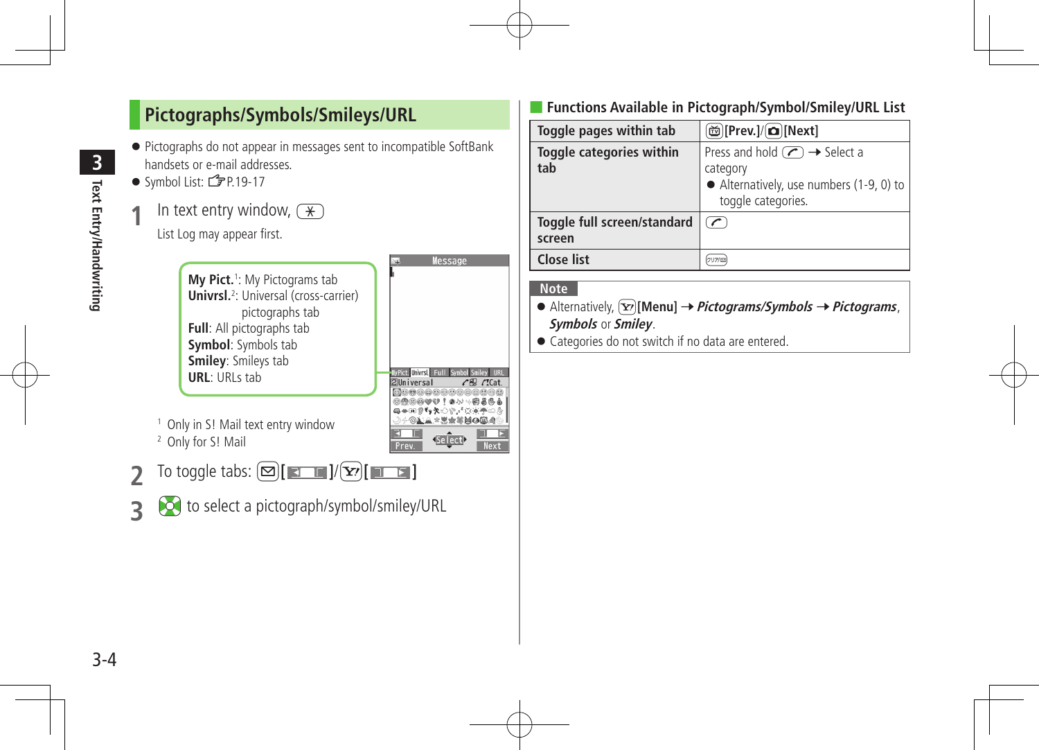## Pictographs/Symbols/Smileys/URL

- Pictographs do not appear in messages sent to incompatible SoftBank handsets or e-mail addresses.
- Symbol List: ☞P.19-17

**1** In text entry window, [*]

List Log may appear first.

**My Pict.**[1]: My Pictograms tab
**Univrsl.**[2]: Universal (cross-carrier) pictographs tab
**Full**: All pictographs tab
**Symbol**: Symbols tab
**Smiley**: Smileys tab
**URL**: URLs tab

[1] Only in S! Mail text entry window
[2] Only for S! Mail

**2** To toggle tabs: [✉][Prev.]/[Y!][Next]

**3** [Select] to select a pictograph/symbol/smiley/URL

### Functions Available in Pictograph/Symbol/Smiley/URL List

| | |
|---|---|
| **Toggle pages within tab** | [TV][Prev.]/[Camera][Next] |
| **Toggle categories within tab** | Press and hold [Call] → Select a category<br>● Alternatively, use numbers (1-9, 0) to toggle categories. |
| **Toggle full screen/standard screen** | [Call] |
| **Close list** | [クリア] |

**Note**

- Alternatively, [Y!][Menu] → ***Pictograms/Symbols*** → ***Pictograms***, ***Symbols*** or ***Smiley***.
- Categories do not switch if no data are entered.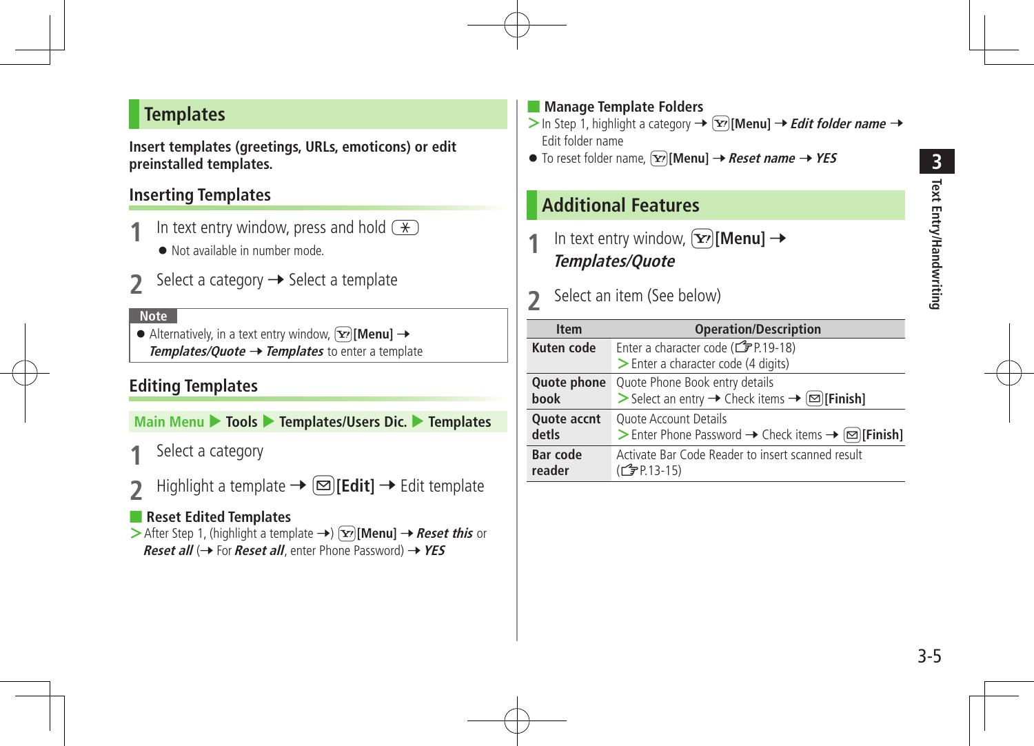## Templates

**Insert templates (greetings, URLs, emoticons) or edit preinstalled templates.**

### Inserting Templates

**1** In text entry window, press and hold *

- Not available in number mode.

**2** Select a category → Select a template

**Note**

- Alternatively, in a text entry window, [Menu] → ***Templates/Quote*** → ***Templates*** to enter a template

### Editing Templates

**Main Menu ▶ Tools ▶ Templates/Users Dic. ▶ Templates**

**1** Select a category

**2** Highlight a template → **[Edit]** → Edit template

**Reset Edited Templates**

> After Step 1, (highlight a template →) **[Menu]** → ***Reset this*** or ***Reset all*** (→ For ***Reset all***, enter Phone Password) → ***YES***

**Manage Template Folders**

> In Step 1, highlight a category → **[Menu]** → ***Edit folder name*** → Edit folder name

- To reset folder name, **[Menu]** → ***Reset name*** → ***YES***

## Additional Features

**1** In text entry window, **[Menu]** → ***Templates/Quote***

**2** Select an item (See below)

| Item | Operation/Description |
|---|---|
| **Kuten code** | Enter a character code (☞P.19-18)<br>> Enter a character code (4 digits) |
| **Quote phone book** | Quote Phone Book entry details<br>> Select an entry → Check items → **[Finish]** |
| **Quote accnt detls** | Quote Account Details<br>> Enter Phone Password → Check items → **[Finish]** |
| **Bar code reader** | Activate Bar Code Reader to insert scanned result (☞P.13-15) |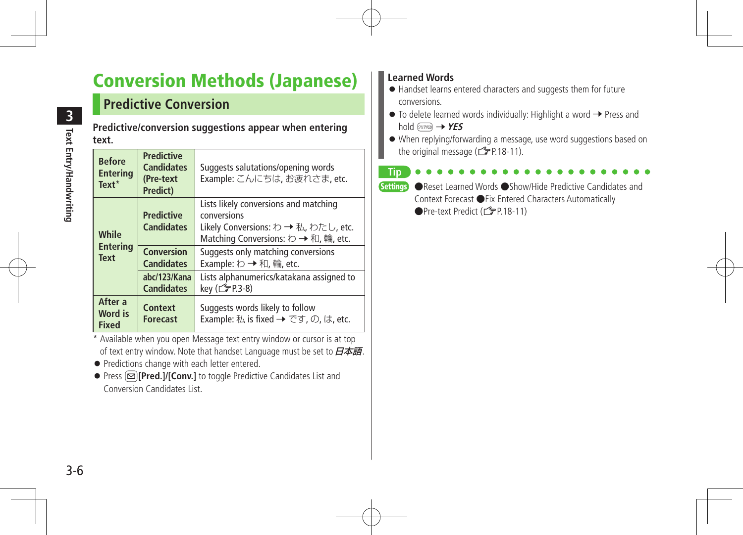# Conversion Methods (Japanese)

## Predictive Conversion

**Predictive/conversion suggestions appear when entering text.**

| | | |
|---|---|---|
| **Before Entering Text*** | **Predictive Candidates (Pre-text Predict)** | Suggests salutations/opening words<br>Example: こんにちは, お疲れさま, etc. |
| **While Entering Text** | **Predictive Candidates** | Lists likely conversions and matching conversions<br>Likely Conversions: わ → 私, わたし, etc.<br>Matching Conversions: わ → 和, 輪, etc. |
| | **Conversion Candidates** | Suggests only matching conversions<br>Example: わ → 和, 輪, etc. |
| | **abc/123/Kana Candidates** | Lists alphanumerics/katakana assigned to key (☞P.3-8) |
| **After a Word is Fixed** | **Context Forecast** | Suggests words likely to follow<br>Example: 私 is fixed → です, の, は, etc. |

\* Available when you open Message text entry window or cursor is at top of text entry window. Note that handset Language must be set to ***日本語***.

- Predictions change with each letter entered.
- Press ✉**[Pred.]/[Conv.]** to toggle Predictive Candidates List and Conversion Candidates List.

**Learned Words**

- Handset learns entered characters and suggests them for future conversions.
- To delete learned words individually: Highlight a word → Press and hold クリア → ***YES***
- When replying/forwarding a message, use word suggestions based on the original message (☞P.18-11).

**Tip**

**Settings** ●Reset Learned Words ●Show/Hide Predictive Candidates and Context Forecast ●Fix Entered Characters Automatically ●Pre-text Predict (☞P.18-11)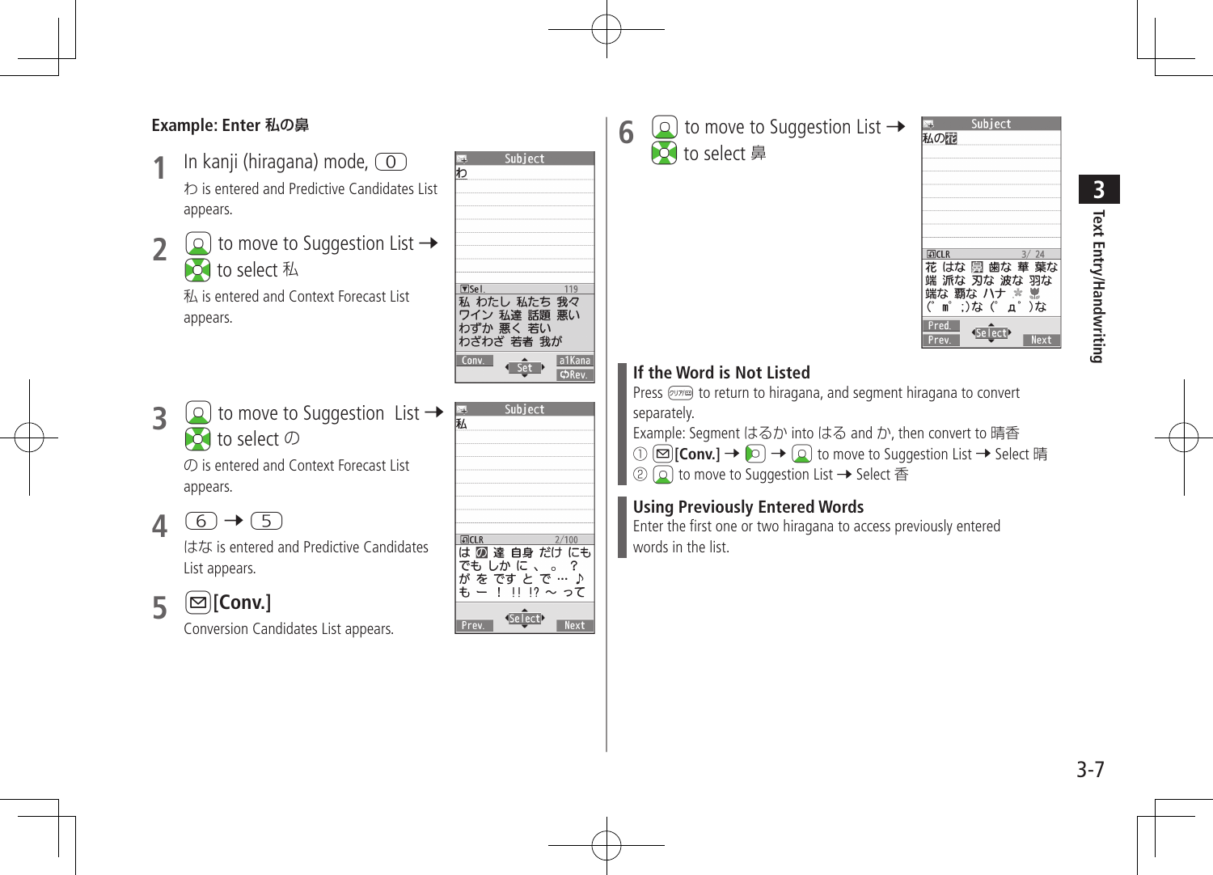**Example: Enter 私の鼻**

**1** In kanji (hiragana) mode, 0

わ is entered and Predictive Candidates List appears.

**2** to move to Suggestion List → to select 私

私 is entered and Context Forecast List appears.

**3** to move to Suggestion List → to select の

の is entered and Context Forecast List appears.

**4** 6 → 5

はな is entered and Predictive Candidates List appears.

**5** **[Conv.]**

Conversion Candidates List appears.

**6** to move to Suggestion List → to select 鼻

### If the Word is Not Listed

Press クリア to return to hiragana, and segment hiragana to convert separately.

Example: Segment はるか into はる and か, then convert to 晴香

① **[Conv.]** → → to move to Suggestion List → Select 晴

② to move to Suggestion List → Select 香

### Using Previously Entered Words

Enter the first one or two hiragana to access previously entered words in the list.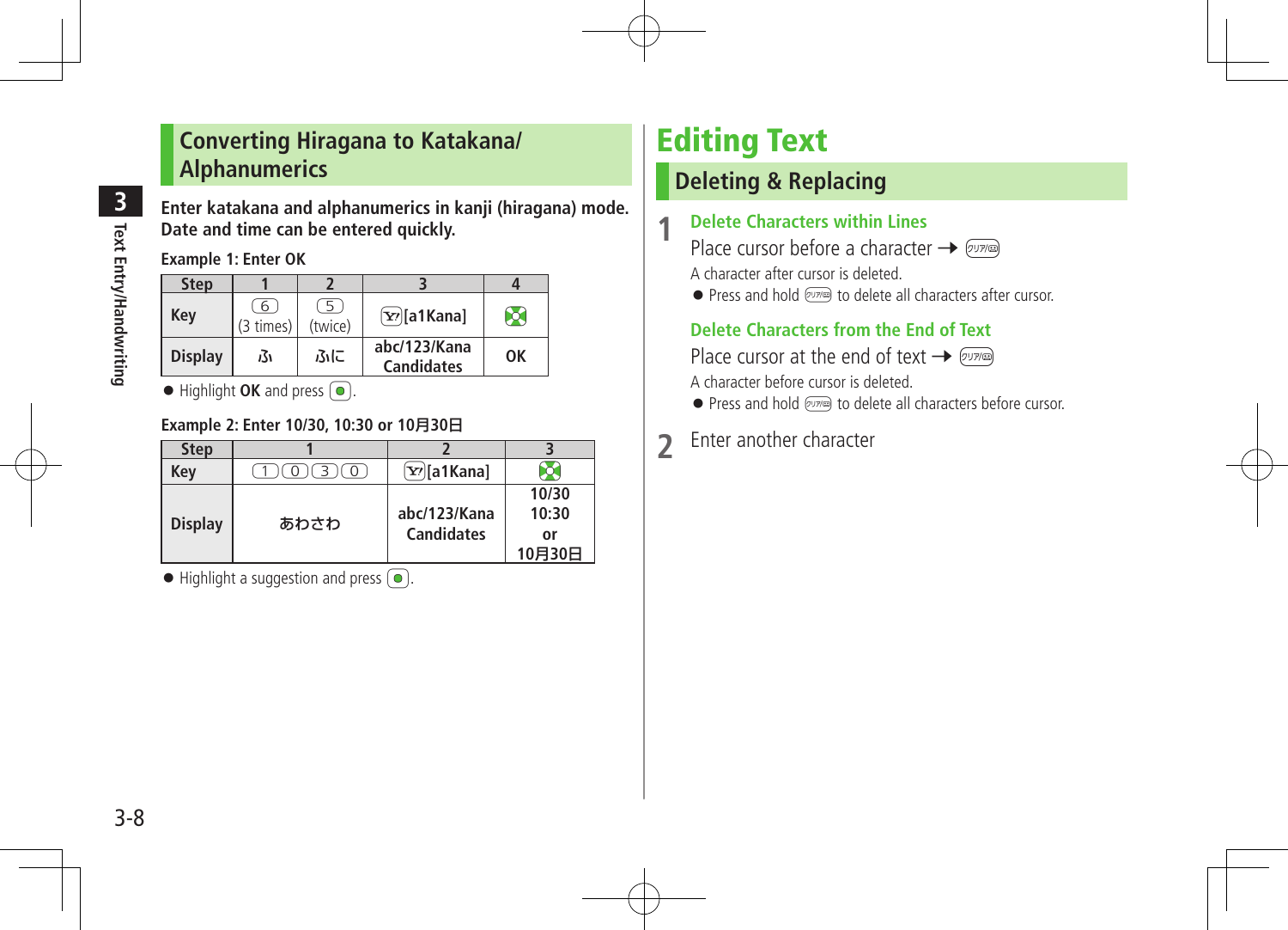## Converting Hiragana to Katakana/Alphanumerics

**Enter katakana and alphanumerics in kanji (hiragana) mode. Date and time can be entered quickly.**

**Example 1: Enter OK**

| Step | 1 | 2 | 3 | 4 |
|---|---|---|---|---|
| Key | 6 (3 times) | 5 (twice) | Y! [a1Kana] | ● |
| Display | ふ | ふに | abc/123/Kana Candidates | OK |

- Highlight **OK** and press ●.

**Example 2: Enter 10/30, 10:30 or 10月30日**

| Step | 1 | 2 | 3 |
|---|---|---|---|
| Key | 1 0 3 0 | Y! [a1Kana] | ● |
| Display | あわさわ | abc/123/Kana Candidates | 10/30 10:30 or 10月30日 |

- Highlight a suggestion and press ●.

# Editing Text

## Deleting & Replacing

**1** **Delete Characters within Lines**

Place cursor before a character → クリア

A character after cursor is deleted.

- Press and hold クリア to delete all characters after cursor.

**Delete Characters from the End of Text**

Place cursor at the end of text → クリア

A character before cursor is deleted.

- Press and hold クリア to delete all characters before cursor.

**2** Enter another character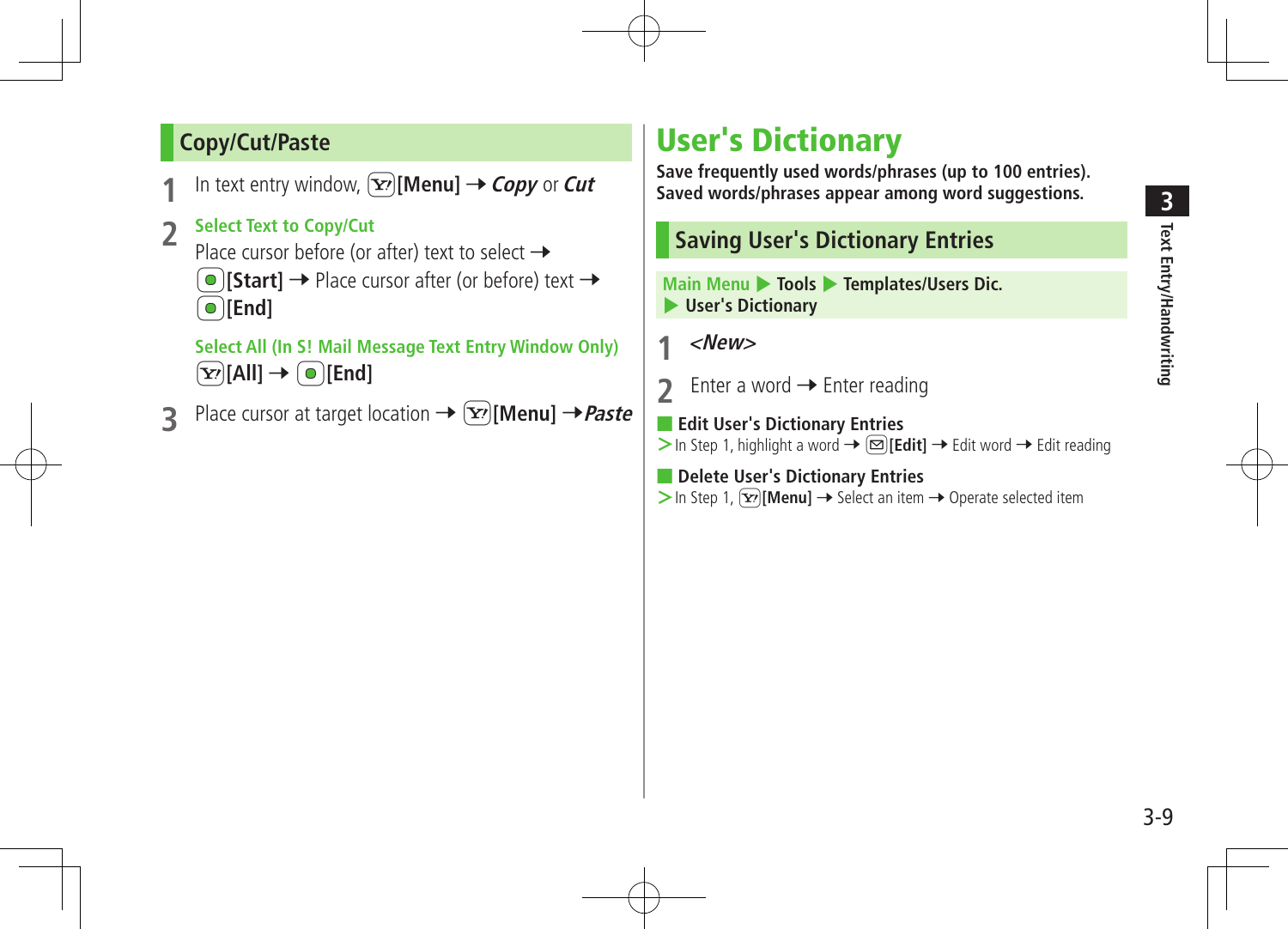## Copy/Cut/Paste

1. In text entry window, [Menu] → ***Copy*** or ***Cut***

2. **Select Text to Copy/Cut**
   Place cursor before (or after) text to select → **[Start]** → Place cursor after (or before) text → **[End]**

   **Select All (In S! Mail Message Text Entry Window Only)**
   **[All]** → **[End]**

3. Place cursor at target location → **[Menu]** → ***Paste***

# User's Dictionary

**Save frequently used words/phrases (up to 100 entries).**
**Saved words/phrases appear among word suggestions.**

## Saving User's Dictionary Entries

Main Menu ▶ **Tools** ▶ **Templates/Users Dic.** ▶ **User's Dictionary**

1. ***<New>***

2. Enter a word → Enter reading

### Edit User's Dictionary Entries

> In Step 1, highlight a word → **[Edit]** → Edit word → Edit reading

### Delete User's Dictionary Entries

> In Step 1, **[Menu]** → Select an item → Operate selected item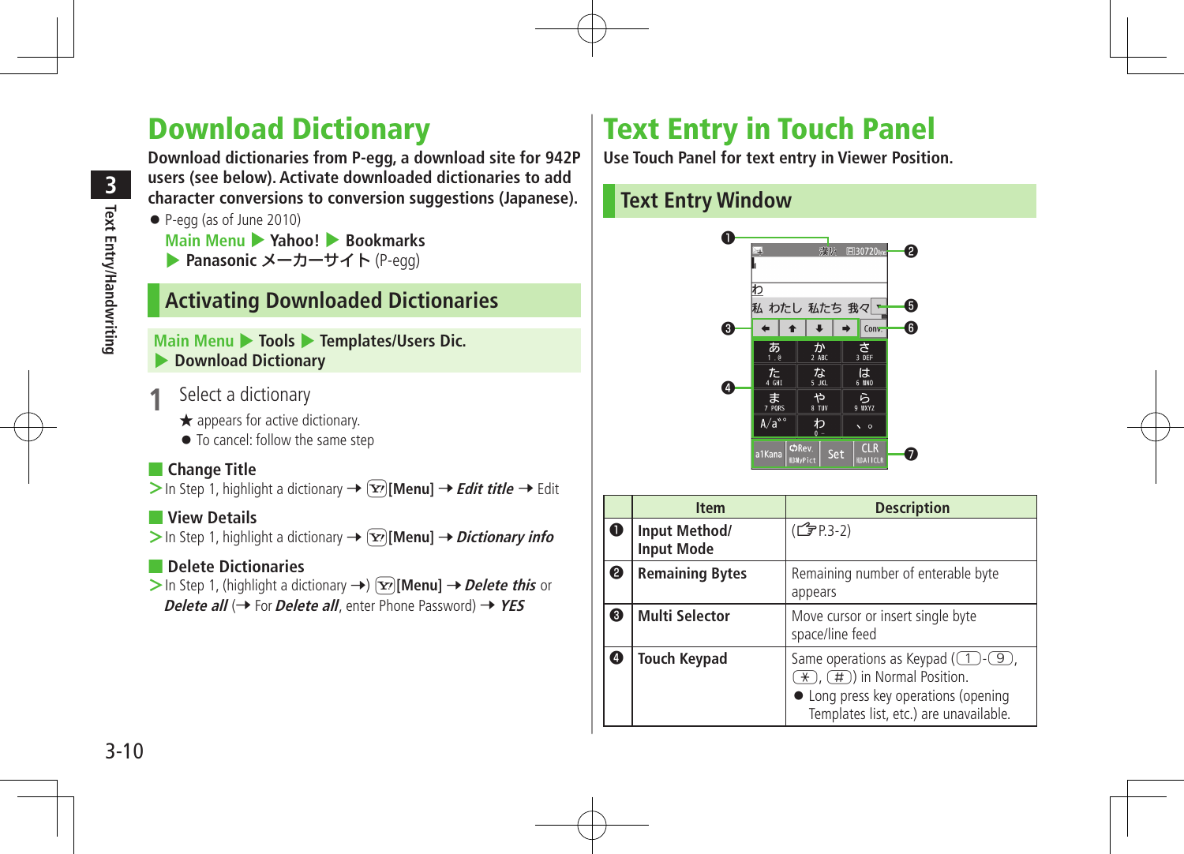# Download Dictionary

**Download dictionaries from P-egg, a download site for 942P users (see below). Activate downloaded dictionaries to add character conversions to conversion suggestions (Japanese).**

- P-egg (as of June 2010)
  Main Menu ▶ **Yahoo!** ▶ **Bookmarks** ▶ **Panasonic メーカーサイト** (P-egg)

## Activating Downloaded Dictionaries

Main Menu ▶ **Tools** ▶ **Templates/Users Dic.** ▶ **Download Dictionary**

**1** Select a dictionary

★ appears for active dictionary.

- To cancel: follow the same step

### Change Title

> In Step 1, highlight a dictionary → **[Menu]** → ***Edit title*** → Edit

### View Details

> In Step 1, highlight a dictionary → **[Menu]** → ***Dictionary info***

### Delete Dictionaries

> In Step 1, (highlight a dictionary →) **[Menu]** → ***Delete this*** or ***Delete all*** (→ For ***Delete all***, enter Phone Password) → ***YES***

# Text Entry in Touch Panel

**Use Touch Panel for text entry in Viewer Position.**

## Text Entry Window

| | Item | Description |
|---|---|---|
| ❶ | **Input Method/ Input Mode** | (☞P.3-2) |
| ❷ | **Remaining Bytes** | Remaining number of enterable byte appears |
| ❸ | **Multi Selector** | Move cursor or insert single byte space/line feed |
| ❹ | **Touch Keypad** | Same operations as Keypad (1-9, ＊, #) in Normal Position. ● Long press key operations (opening Templates list, etc.) are unavailable. |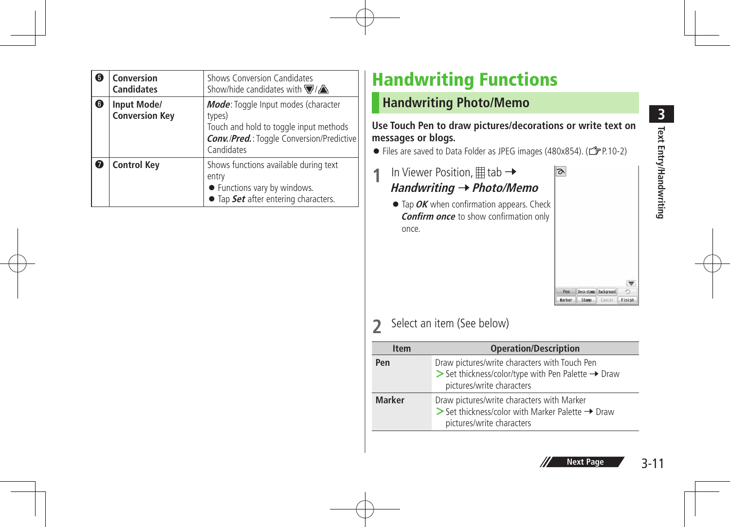| | | |
|---|---|---|
| ❺ | **Conversion Candidates** | Shows Conversion Candidates<br>Show/hide candidates with ▼/▲ |
| ❻ | **Input Mode/ Conversion Key** | ***Mode***: Toggle Input modes (character types)<br>Touch and hold to toggle input methods<br>***Conv.***/***Pred.***: Toggle Conversion/Predictive Candidates |
| ❼ | **Control Key** | Shows functions available during text entry<br>● Functions vary by windows.<br>● Tap ***Set*** after entering characters. |

# Handwriting Functions

## Handwriting Photo/Memo

**Use Touch Pen to draw pictures/decorations or write text on messages or blogs.**

- Files are saved to Data Folder as JPEG images (480x854). (☞P.10-2)

**1** In Viewer Position, ▦ tab ➜ ***Handwriting*** ➜ ***Photo/Memo***

- Tap ***OK*** when confirmation appears. Check ***Confirm once*** to show confirmation only once.

**2** Select an item (See below)

| Item | Operation/Description |
|---|---|
| **Pen** | Draw pictures/write characters with Touch Pen<br>> Set thickness/color/type with Pen Palette ➜ Draw pictures/write characters |
| **Marker** | Draw pictures/write characters with Marker<br>> Set thickness/color with Marker Palette ➜ Draw pictures/write characters |

Next Page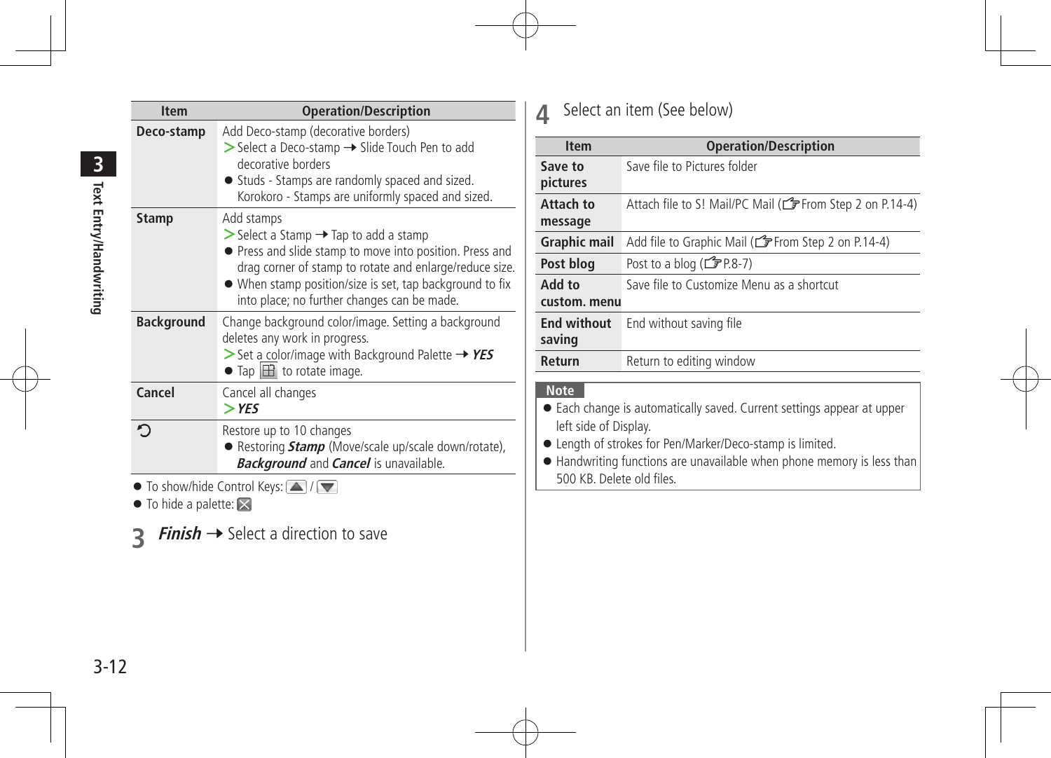| Item | Operation/Description |
|---|---|
| **Deco-stamp** | Add Deco-stamp (decorative borders)<br>> Select a Deco-stamp → Slide Touch Pen to add decorative borders<br>● Studs - Stamps are randomly spaced and sized. Korokoro - Stamps are uniformly spaced and sized. |
| **Stamp** | Add stamps<br>> Select a Stamp → Tap to add a stamp<br>● Press and slide stamp to move into position. Press and drag corner of stamp to rotate and enlarge/reduce size.<br>● When stamp position/size is set, tap background to fix into place; no further changes can be made. |
| **Background** | Change background color/image. Setting a background deletes any work in progress.<br>> Set a color/image with Background Palette → ***YES***<br>● Tap [icon] to rotate image. |
| **Cancel** | Cancel all changes<br>> ***YES*** |
| ⟲ | Restore up to 10 changes<br>● Restoring ***Stamp*** (Move/scale up/scale down/rotate), ***Background*** and ***Cancel*** is unavailable. |

- To show/hide Control Keys: ▲ / ▼
- To hide a palette: ☒

## 3 ***Finish*** → Select a direction to save

## 4 Select an item (See below)

| Item | Operation/Description |
|---|---|
| **Save to pictures** | Save file to Pictures folder |
| **Attach to message** | Attach file to S! Mail/PC Mail (☞From Step 2 on P.14-4) |
| **Graphic mail** | Add file to Graphic Mail (☞From Step 2 on P.14-4) |
| **Post blog** | Post to a blog (☞P.8-7) |
| **Add to custom. menu** | Save file to Customize Menu as a shortcut |
| **End without saving** | End without saving file |
| **Return** | Return to editing window |

**Note**

- Each change is automatically saved. Current settings appear at upper left side of Display.
- Length of strokes for Pen/Marker/Deco-stamp is limited.
- Handwriting functions are unavailable when phone memory is less than 500 KB. Delete old files.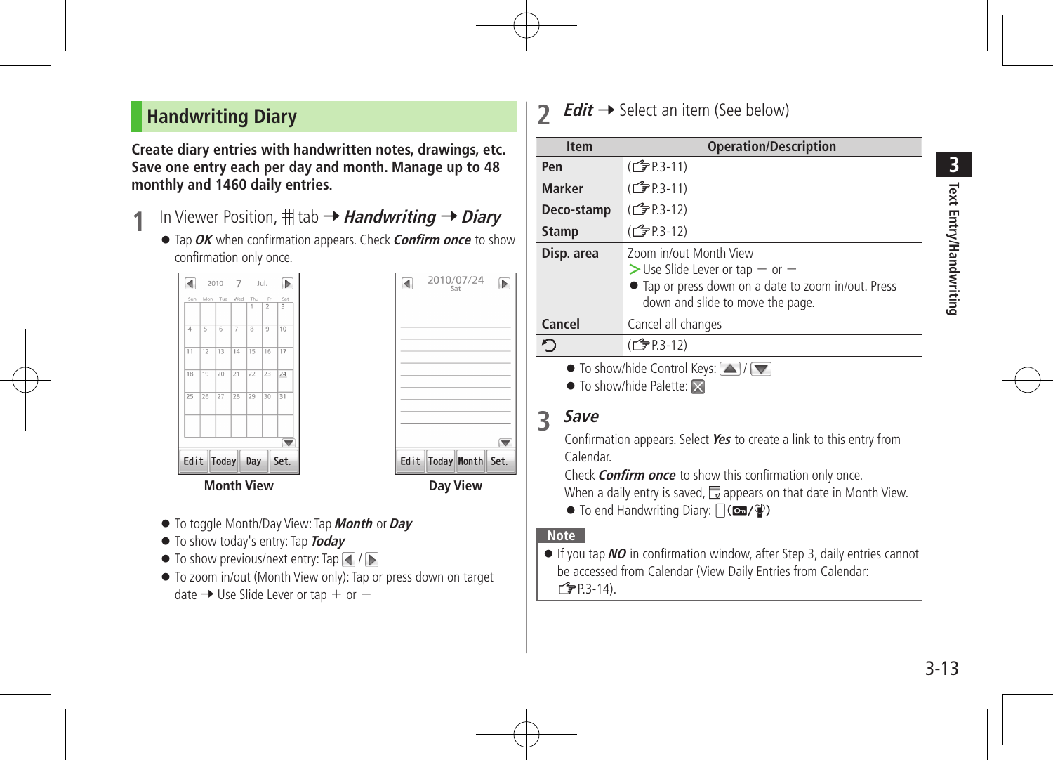## Handwriting Diary

**Create diary entries with handwritten notes, drawings, etc. Save one entry each per day and month. Manage up to 48 monthly and 1460 daily entries.**

**1** In Viewer Position, ▦ tab ➝ ***Handwriting*** ➝ ***Diary***

- Tap ***OK*** when confirmation appears. Check ***Confirm once*** to show confirmation only once.

**Month View** **Day View**

- To toggle Month/Day View: Tap ***Month*** or ***Day***
- To show today's entry: Tap ***Today***
- To show previous/next entry: Tap ◀ / ▶
- To zoom in/out (Month View only): Tap or press down on target date ➝ Use Slide Lever or tap ＋ or －

**2** ***Edit*** ➝ Select an item (See below)

| Item | Operation/Description |
|---|---|
| **Pen** | (☞P.3-11) |
| **Marker** | (☞P.3-11) |
| **Deco-stamp** | (☞P.3-12) |
| **Stamp** | (☞P.3-12) |
| **Disp. area** | Zoom in/out Month View<br>> Use Slide Lever or tap ＋ or －<br>● Tap or press down on a date to zoom in/out. Press down and slide to move the page. |
| **Cancel** | Cancel all changes |
| ⟲ | (☞P.3-12) |

- To show/hide Control Keys: ▲ / ▼
- To show/hide Palette: ☒

**3** ***Save***

Confirmation appears. Select ***Yes*** to create a link to this entry from Calendar.

Check ***Confirm once*** to show this confirmation only once.

When a daily entry is saved, ▤ appears on that date in Month View.

- To end Handwriting Diary: ▯(🔑/🎙)

**Note**

- If you tap ***NO*** in confirmation window, after Step 3, daily entries cannot be accessed from Calendar (View Daily Entries from Calendar: ☞P.3-14).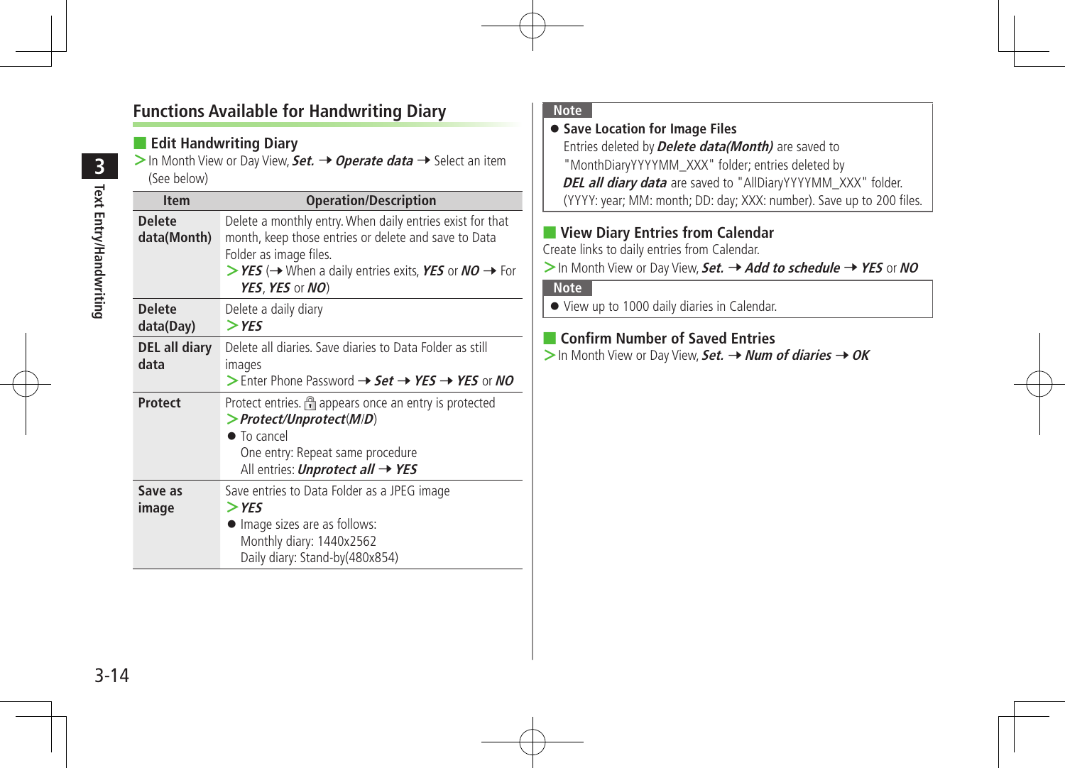## Functions Available for Handwriting Diary

### Edit Handwriting Diary

> In Month View or Day View, ***Set.*** → ***Operate data*** → Select an item (See below)

| Item | Operation/Description |
|---|---|
| **Delete data(Month)** | Delete a monthly entry. When daily entries exist for that month, keep those entries or delete and save to Data Folder as image files.<br>> ***YES*** (→ When a daily entries exits, ***YES*** or ***NO*** → For ***YES***, ***YES*** or ***NO***) |
| **Delete data(Day)** | Delete a daily diary<br>> ***YES*** |
| **DEL all diary data** | Delete all diaries. Save diaries to Data Folder as still images<br>> Enter Phone Password → ***Set*** → ***YES*** → ***YES*** or ***NO*** |
| **Protect** | Protect entries. 🔒 appears once an entry is protected<br>> ***Protect/Unprotect***(***M***/***D***)<br>● To cancel<br>One entry: Repeat same procedure<br>All entries: ***Unprotect all*** → ***YES*** |
| **Save as image** | Save entries to Data Folder as a JPEG image<br>> ***YES***<br>● Image sizes are as follows:<br>Monthly diary: 1440x2562<br>Daily diary: Stand-by(480x854) |

**Note**

- **Save Location for Image Files**
  Entries deleted by ***Delete data(Month)*** are saved to "MonthDiaryYYYYMM_XXX" folder; entries deleted by ***DEL all diary data*** are saved to "AllDiaryYYYYMM_XXX" folder. (YYYY: year; MM: month; DD: day; XXX: number). Save up to 200 files.

### View Diary Entries from Calendar

Create links to daily entries from Calendar.

> In Month View or Day View, ***Set.*** → ***Add to schedule*** → ***YES*** or ***NO***

**Note**

- View up to 1000 daily diaries in Calendar.

### Confirm Number of Saved Entries

> In Month View or Day View, ***Set.*** → ***Num of diaries*** → ***OK***